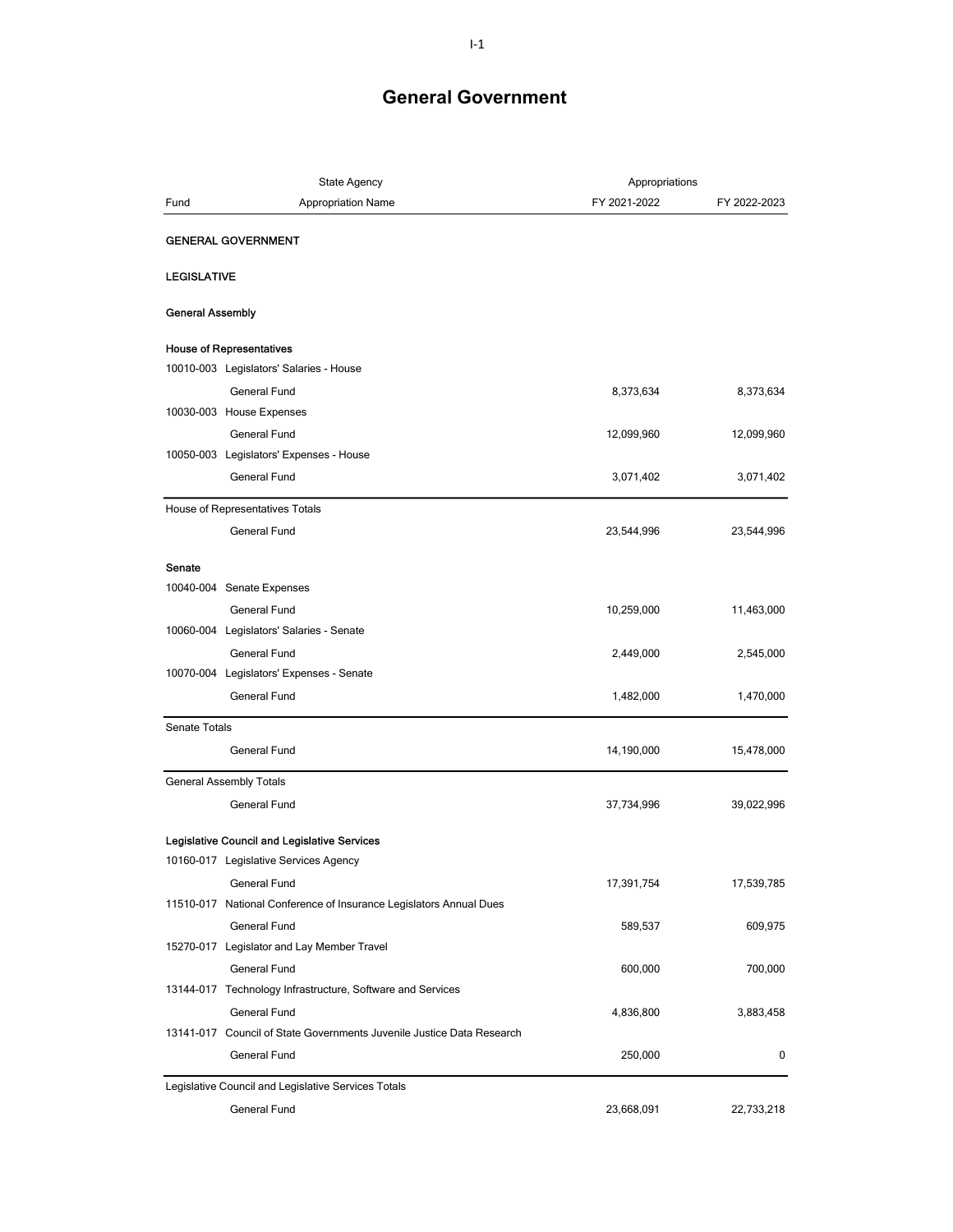# General Government

| Fund | State Agency / Appropriation Name | Appropriations FY 2021-2022 | FY 2022-2023 |
|---|---|---|---|
| **GENERAL GOVERNMENT** | | | |
| **LEGISLATIVE** | | | |
| **General Assembly** | | | |
| **House of Representatives** | | | |
| 10010-003 | Legislators' Salaries - House | | |
| | General Fund | 8,373,634 | 8,373,634 |
| 10030-003 | House Expenses | | |
| | General Fund | 12,099,960 | 12,099,960 |
| 10050-003 | Legislators' Expenses - House | | |
| | General Fund | 3,071,402 | 3,071,402 |
| House of Representatives Totals | | | |
| | General Fund | 23,544,996 | 23,544,996 |
| **Senate** | | | |
| 10040-004 | Senate Expenses | | |
| | General Fund | 10,259,000 | 11,463,000 |
| 10060-004 | Legislators' Salaries - Senate | | |
| | General Fund | 2,449,000 | 2,545,000 |
| 10070-004 | Legislators' Expenses - Senate | | |
| | General Fund | 1,482,000 | 1,470,000 |
| Senate Totals | | | |
| | General Fund | 14,190,000 | 15,478,000 |
| General Assembly Totals | | | |
| | General Fund | 37,734,996 | 39,022,996 |
| **Legislative Council and Legislative Services** | | | |
| 10160-017 | Legislative Services Agency | | |
| | General Fund | 17,391,754 | 17,539,785 |
| 11510-017 | National Conference of Insurance Legislators Annual Dues | | |
| | General Fund | 589,537 | 609,975 |
| 15270-017 | Legislator and Lay Member Travel | | |
| | General Fund | 600,000 | 700,000 |
| 13144-017 | Technology Infrastructure, Software and Services | | |
| | General Fund | 4,836,800 | 3,883,458 |
| 13141-017 | Council of State Governments Juvenile Justice Data Research | | |
| | General Fund | 250,000 | 0 |
| Legislative Council and Legislative Services Totals | | | |
| | General Fund | 23,668,091 | 22,733,218 |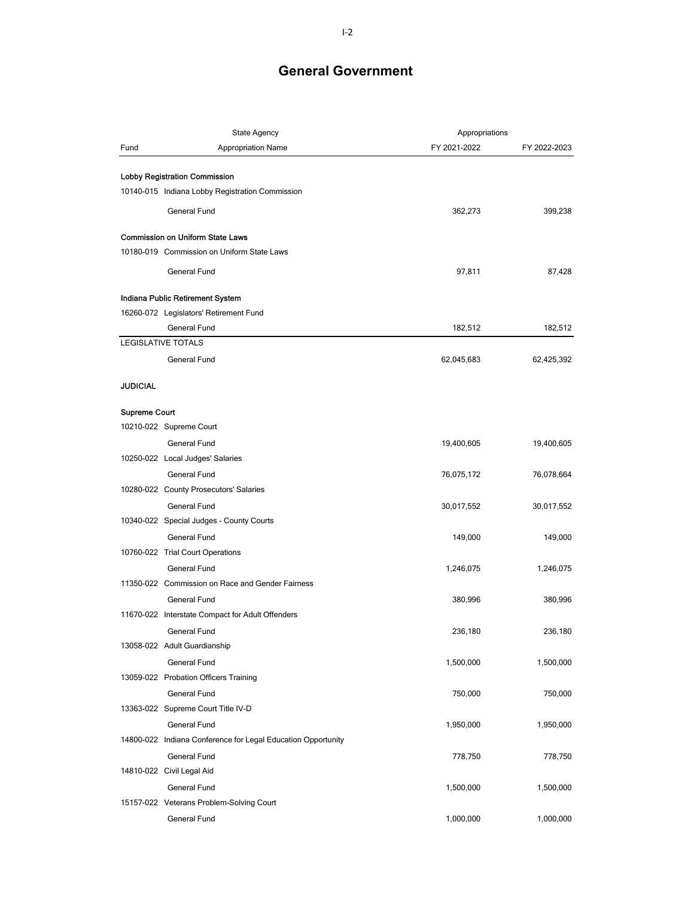# General Government

| Fund | State Agency / Appropriation Name | Appropriations FY 2021-2022 | FY 2022-2023 |
|---|---|---|---|
| | **Lobby Registration Commission** | | |
| 10140-015 | Indiana Lobby Registration Commission | | |
| | General Fund | 362,273 | 399,238 |
| | **Commission on Uniform State Laws** | | |
| 10180-019 | Commission on Uniform State Laws | | |
| | General Fund | 97,811 | 87,428 |
| | **Indiana Public Retirement System** | | |
| 16260-072 | Legislators' Retirement Fund | | |
| | General Fund | 182,512 | 182,512 |
| | LEGISLATIVE TOTALS | | |
| | General Fund | 62,045,683 | 62,425,392 |
| | **JUDICIAL** | | |
| | **Supreme Court** | | |
| 10210-022 | Supreme Court | | |
| | General Fund | 19,400,605 | 19,400,605 |
| 10250-022 | Local Judges' Salaries | | |
| | General Fund | 76,075,172 | 76,078,664 |
| 10280-022 | County Prosecutors' Salaries | | |
| | General Fund | 30,017,552 | 30,017,552 |
| 10340-022 | Special Judges - County Courts | | |
| | General Fund | 149,000 | 149,000 |
| 10760-022 | Trial Court Operations | | |
| | General Fund | 1,246,075 | 1,246,075 |
| 11350-022 | Commission on Race and Gender Fairness | | |
| | General Fund | 380,996 | 380,996 |
| 11670-022 | Interstate Compact for Adult Offenders | | |
| | General Fund | 236,180 | 236,180 |
| 13058-022 | Adult Guardianship | | |
| | General Fund | 1,500,000 | 1,500,000 |
| 13059-022 | Probation Officers Training | | |
| | General Fund | 750,000 | 750,000 |
| 13363-022 | Supreme Court Title IV-D | | |
| | General Fund | 1,950,000 | 1,950,000 |
| 14800-022 | Indiana Conference for Legal Education Opportunity | | |
| | General Fund | 778,750 | 778,750 |
| 14810-022 | Civil Legal Aid | | |
| | General Fund | 1,500,000 | 1,500,000 |
| 15157-022 | Veterans Problem-Solving Court | | |
| | General Fund | 1,000,000 | 1,000,000 |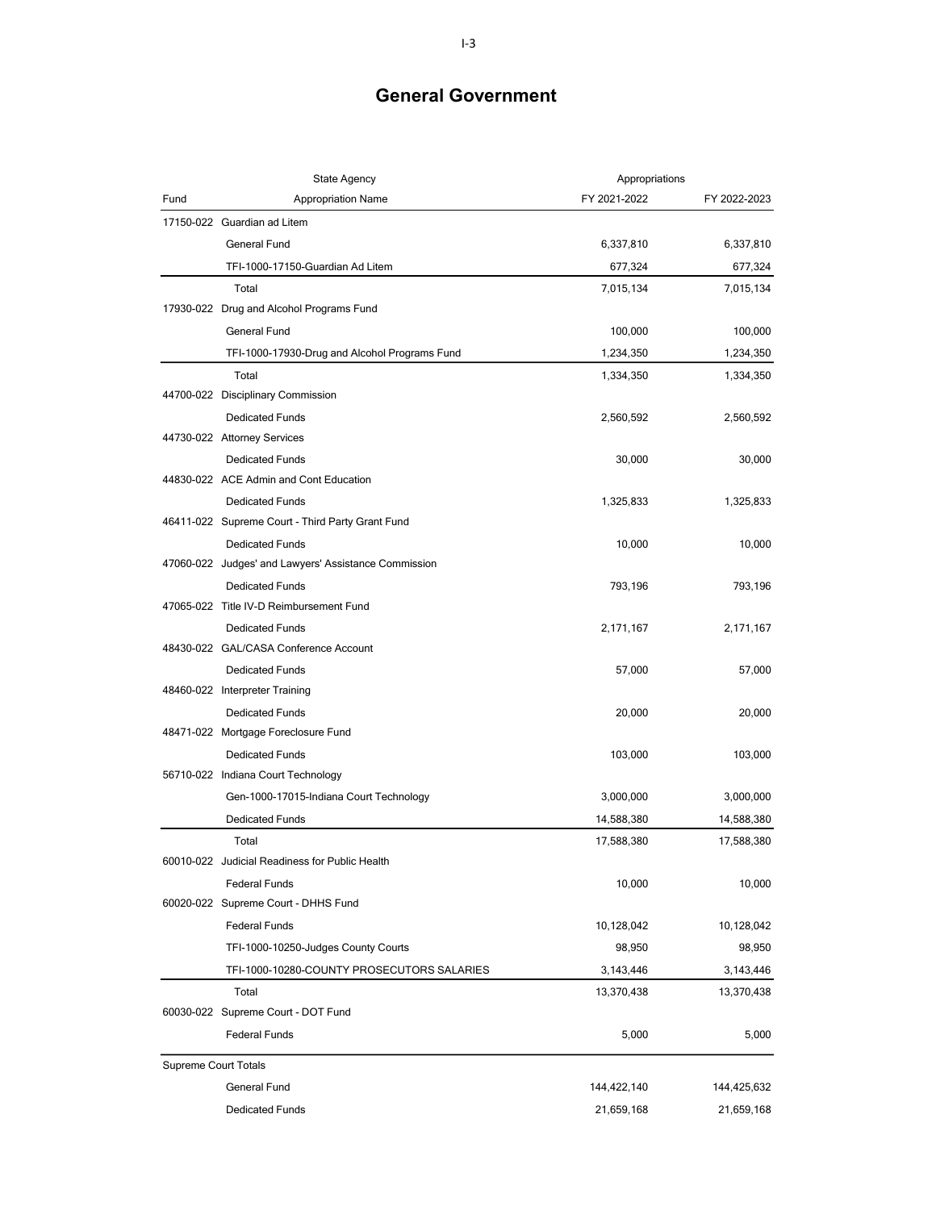# General Government

| Fund | State Agency / Appropriation Name | Appropriations FY 2021-2022 | FY 2022-2023 |
|---|---|---|---|
| 17150-022 | Guardian ad Litem | | |
| | General Fund | 6,337,810 | 6,337,810 |
| | TFI-1000-17150-Guardian Ad Litem | 677,324 | 677,324 |
| | Total | 7,015,134 | 7,015,134 |
| 17930-022 | Drug and Alcohol Programs Fund | | |
| | General Fund | 100,000 | 100,000 |
| | TFI-1000-17930-Drug and Alcohol Programs Fund | 1,234,350 | 1,234,350 |
| | Total | 1,334,350 | 1,334,350 |
| 44700-022 | Disciplinary Commission | | |
| | Dedicated Funds | 2,560,592 | 2,560,592 |
| 44730-022 | Attorney Services | | |
| | Dedicated Funds | 30,000 | 30,000 |
| 44830-022 | ACE Admin and Cont Education | | |
| | Dedicated Funds | 1,325,833 | 1,325,833 |
| 46411-022 | Supreme Court - Third Party Grant Fund | | |
| | Dedicated Funds | 10,000 | 10,000 |
| 47060-022 | Judges' and Lawyers' Assistance Commission | | |
| | Dedicated Funds | 793,196 | 793,196 |
| 47065-022 | Title IV-D Reimbursement Fund | | |
| | Dedicated Funds | 2,171,167 | 2,171,167 |
| 48430-022 | GAL/CASA Conference Account | | |
| | Dedicated Funds | 57,000 | 57,000 |
| 48460-022 | Interpreter Training | | |
| | Dedicated Funds | 20,000 | 20,000 |
| 48471-022 | Mortgage Foreclosure Fund | | |
| | Dedicated Funds | 103,000 | 103,000 |
| 56710-022 | Indiana Court Technology | | |
| | Gen-1000-17015-Indiana Court Technology | 3,000,000 | 3,000,000 |
| | Dedicated Funds | 14,588,380 | 14,588,380 |
| | Total | 17,588,380 | 17,588,380 |
| 60010-022 | Judicial Readiness for Public Health | | |
| | Federal Funds | 10,000 | 10,000 |
| 60020-022 | Supreme Court - DHHS Fund | | |
| | Federal Funds | 10,128,042 | 10,128,042 |
| | TFI-1000-10250-Judges County Courts | 98,950 | 98,950 |
| | TFI-1000-10280-COUNTY PROSECUTORS SALARIES | 3,143,446 | 3,143,446 |
| | Total | 13,370,438 | 13,370,438 |
| 60030-022 | Supreme Court - DOT Fund | | |
| | Federal Funds | 5,000 | 5,000 |
| Supreme Court Totals | | | |
| | General Fund | 144,422,140 | 144,425,632 |
| | Dedicated Funds | 21,659,168 | 21,659,168 |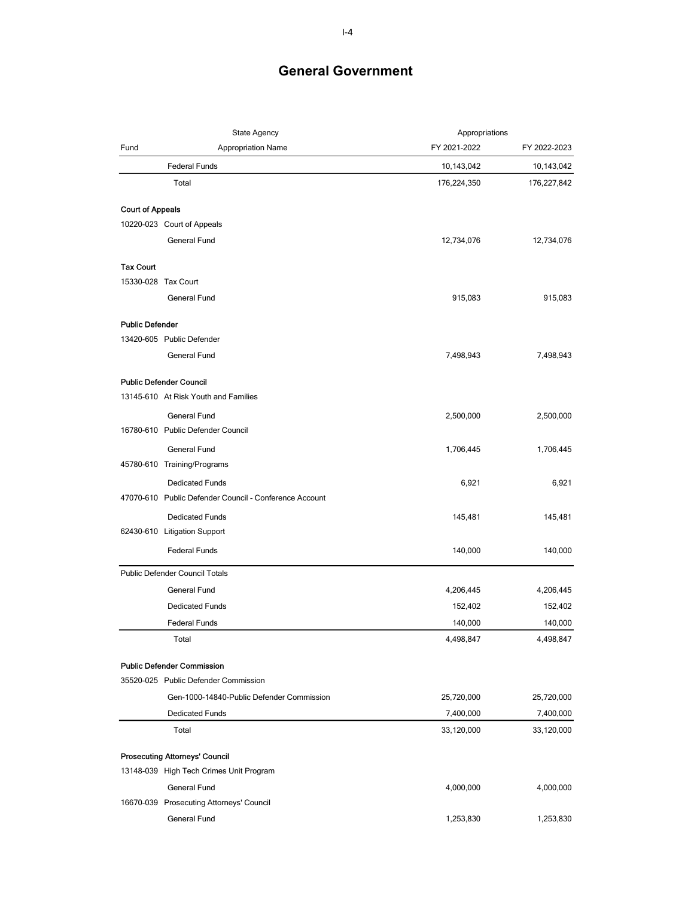# General Government

| Fund | State Agency / Appropriation Name | FY 2021-2022 | FY 2022-2023 |
|---|---|---|---|
| | Federal Funds | 10,143,042 | 10,143,042 |
| | Total | 176,224,350 | 176,227,842 |
| **Court of Appeals** | | | |
| 10220-023 | Court of Appeals | | |
| | General Fund | 12,734,076 | 12,734,076 |
| **Tax Court** | | | |
| 15330-028 | Tax Court | | |
| | General Fund | 915,083 | 915,083 |
| **Public Defender** | | | |
| 13420-605 | Public Defender | | |
| | General Fund | 7,498,943 | 7,498,943 |
| **Public Defender Council** | | | |
| 13145-610 | At Risk Youth and Families | | |
| | General Fund | 2,500,000 | 2,500,000 |
| 16780-610 | Public Defender Council | | |
| | General Fund | 1,706,445 | 1,706,445 |
| 45780-610 | Training/Programs | | |
| | Dedicated Funds | 6,921 | 6,921 |
| 47070-610 | Public Defender Council - Conference Account | | |
| | Dedicated Funds | 145,481 | 145,481 |
| 62430-610 | Litigation Support | | |
| | Federal Funds | 140,000 | 140,000 |
| Public Defender Council Totals | | | |
| | General Fund | 4,206,445 | 4,206,445 |
| | Dedicated Funds | 152,402 | 152,402 |
| | Federal Funds | 140,000 | 140,000 |
| | Total | 4,498,847 | 4,498,847 |
| **Public Defender Commission** | | | |
| 35520-025 | Public Defender Commission | | |
| | Gen-1000-14840-Public Defender Commission | 25,720,000 | 25,720,000 |
| | Dedicated Funds | 7,400,000 | 7,400,000 |
| | Total | 33,120,000 | 33,120,000 |
| **Prosecuting Attorneys' Council** | | | |
| 13148-039 | High Tech Crimes Unit Program | | |
| | General Fund | 4,000,000 | 4,000,000 |
| 16670-039 | Prosecuting Attorneys' Council | | |
| | General Fund | 1,253,830 | 1,253,830 |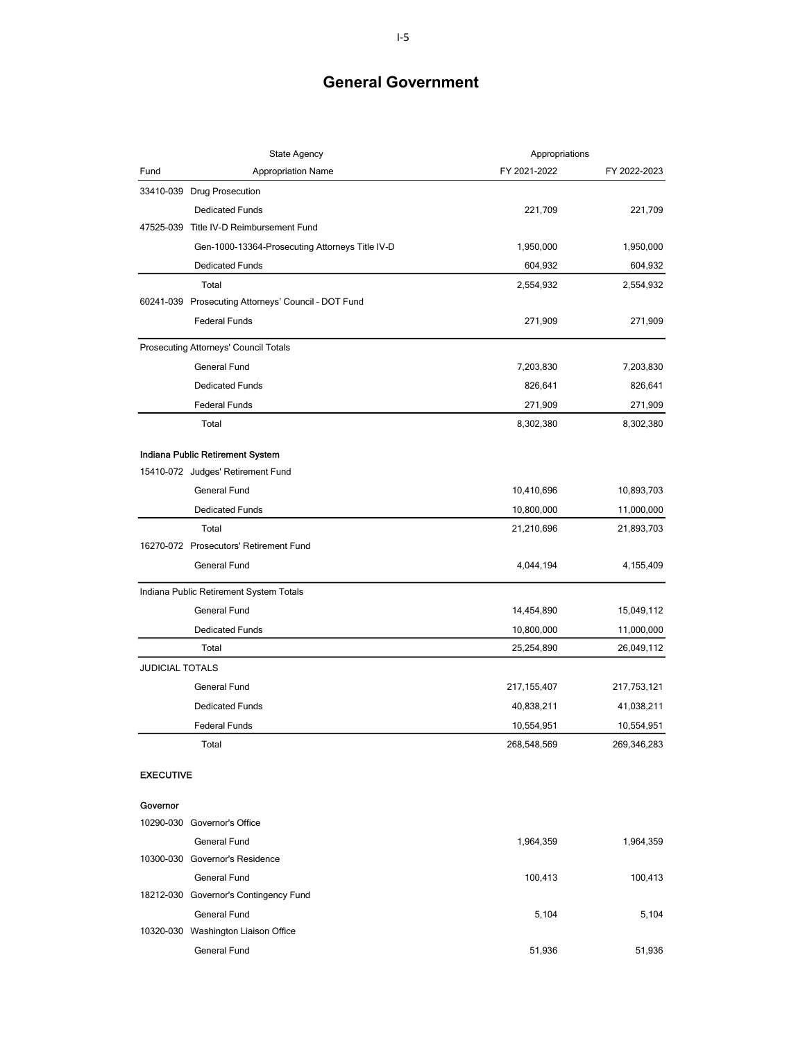# General Government

| Fund | State Agency<br>Appropriation Name | Appropriations<br>FY 2021-2022 | FY 2022-2023 |
|---|---|---|---|
| 33410-039 | Drug Prosecution | | |
| | Dedicated Funds | 221,709 | 221,709 |
| 47525-039 | Title IV-D Reimbursement Fund | | |
| | Gen-1000-13364-Prosecuting Attorneys Title IV-D | 1,950,000 | 1,950,000 |
| | Dedicated Funds | 604,932 | 604,932 |
| | Total | 2,554,932 | 2,554,932 |
| 60241-039 | Prosecuting Attorneys' Council - DOT Fund | | |
| | Federal Funds | 271,909 | 271,909 |
| Prosecuting Attorneys' Council Totals | | | |
| | General Fund | 7,203,830 | 7,203,830 |
| | Dedicated Funds | 826,641 | 826,641 |
| | Federal Funds | 271,909 | 271,909 |
| | Total | 8,302,380 | 8,302,380 |
| **Indiana Public Retirement System** | | | |
| 15410-072 | Judges' Retirement Fund | | |
| | General Fund | 10,410,696 | 10,893,703 |
| | Dedicated Funds | 10,800,000 | 11,000,000 |
| | Total | 21,210,696 | 21,893,703 |
| 16270-072 | Prosecutors' Retirement Fund | | |
| | General Fund | 4,044,194 | 4,155,409 |
| Indiana Public Retirement System Totals | | | |
| | General Fund | 14,454,890 | 15,049,112 |
| | Dedicated Funds | 10,800,000 | 11,000,000 |
| | Total | 25,254,890 | 26,049,112 |
| JUDICIAL TOTALS | | | |
| | General Fund | 217,155,407 | 217,753,121 |
| | Dedicated Funds | 40,838,211 | 41,038,211 |
| | Federal Funds | 10,554,951 | 10,554,951 |
| | Total | 268,548,569 | 269,346,283 |
| **EXECUTIVE** | | | |
| **Governor** | | | |
| 10290-030 | Governor's Office | | |
| | General Fund | 1,964,359 | 1,964,359 |
| 10300-030 | Governor's Residence | | |
| | General Fund | 100,413 | 100,413 |
| 18212-030 | Governor's Contingency Fund | | |
| | General Fund | 5,104 | 5,104 |
| 10320-030 | Washington Liaison Office | | |
| | General Fund | 51,936 | 51,936 |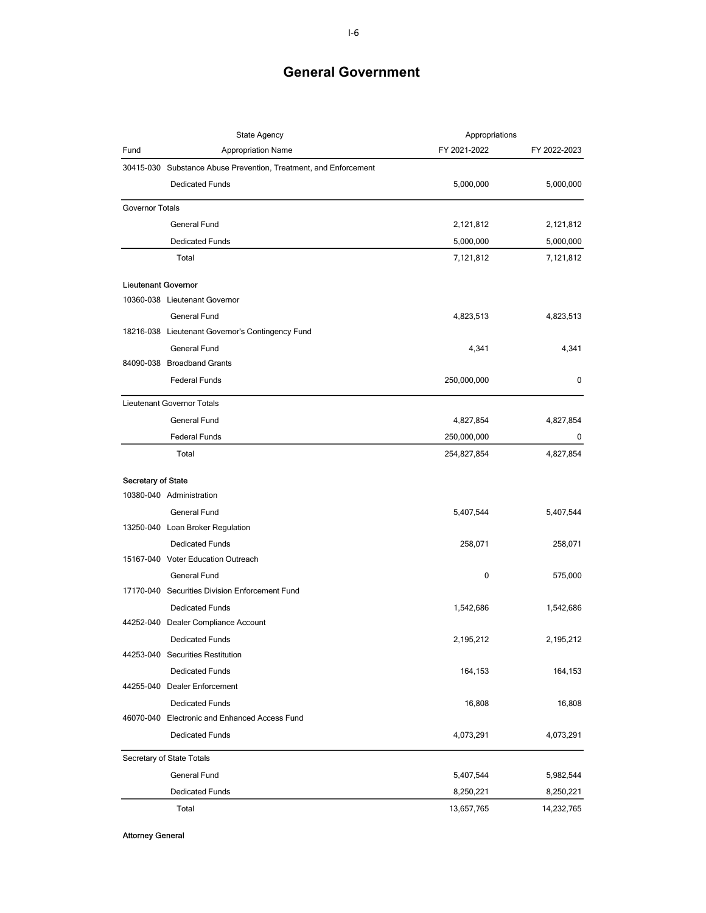# General Government

| Fund | State Agency / Appropriation Name | Appropriations FY 2021-2022 | FY 2022-2023 |
|---|---|---|---|
| 30415-030 | Substance Abuse Prevention, Treatment, and Enforcement | | |
| | Dedicated Funds | 5,000,000 | 5,000,000 |
| Governor Totals | | | |
| | General Fund | 2,121,812 | 2,121,812 |
| | Dedicated Funds | 5,000,000 | 5,000,000 |
| | Total | 7,121,812 | 7,121,812 |
| **Lieutenant Governor** | | | |
| 10360-038 | Lieutenant Governor | | |
| | General Fund | 4,823,513 | 4,823,513 |
| 18216-038 | Lieutenant Governor's Contingency Fund | | |
| | General Fund | 4,341 | 4,341 |
| 84090-038 | Broadband Grants | | |
| | Federal Funds | 250,000,000 | 0 |
| Lieutenant Governor Totals | | | |
| | General Fund | 4,827,854 | 4,827,854 |
| | Federal Funds | 250,000,000 | 0 |
| | Total | 254,827,854 | 4,827,854 |
| **Secretary of State** | | | |
| 10380-040 | Administration | | |
| | General Fund | 5,407,544 | 5,407,544 |
| 13250-040 | Loan Broker Regulation | | |
| | Dedicated Funds | 258,071 | 258,071 |
| 15167-040 | Voter Education Outreach | | |
| | General Fund | 0 | 575,000 |
| 17170-040 | Securities Division Enforcement Fund | | |
| | Dedicated Funds | 1,542,686 | 1,542,686 |
| 44252-040 | Dealer Compliance Account | | |
| | Dedicated Funds | 2,195,212 | 2,195,212 |
| 44253-040 | Securities Restitution | | |
| | Dedicated Funds | 164,153 | 164,153 |
| 44255-040 | Dealer Enforcement | | |
| | Dedicated Funds | 16,808 | 16,808 |
| 46070-040 | Electronic and Enhanced Access Fund | | |
| | Dedicated Funds | 4,073,291 | 4,073,291 |
| Secretary of State Totals | | | |
| | General Fund | 5,407,544 | 5,982,544 |
| | Dedicated Funds | 8,250,221 | 8,250,221 |
| | Total | 13,657,765 | 14,232,765 |

**Attorney General**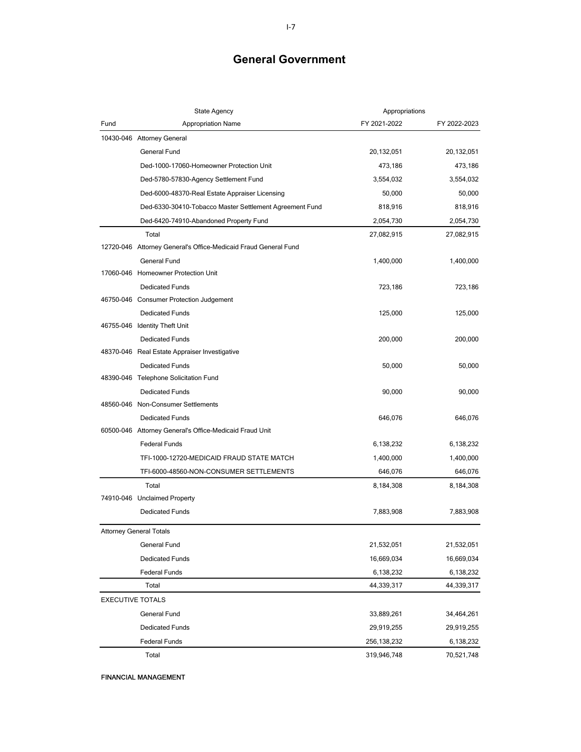# General Government

| Fund | State Agency / Appropriation Name | Appropriations FY 2021-2022 | FY 2022-2023 |
|---|---|---|---|
| 10430-046 | Attorney General | | |
| | General Fund | 20,132,051 | 20,132,051 |
| | Ded-1000-17060-Homeowner Protection Unit | 473,186 | 473,186 |
| | Ded-5780-57830-Agency Settlement Fund | 3,554,032 | 3,554,032 |
| | Ded-6000-48370-Real Estate Appraiser Licensing | 50,000 | 50,000 |
| | Ded-6330-30410-Tobacco Master Settlement Agreement Fund | 818,916 | 818,916 |
| | Ded-6420-74910-Abandoned Property Fund | 2,054,730 | 2,054,730 |
| | Total | 27,082,915 | 27,082,915 |
| 12720-046 | Attorney General's Office-Medicaid Fraud General Fund | | |
| | General Fund | 1,400,000 | 1,400,000 |
| 17060-046 | Homeowner Protection Unit | | |
| | Dedicated Funds | 723,186 | 723,186 |
| 46750-046 | Consumer Protection Judgement | | |
| | Dedicated Funds | 125,000 | 125,000 |
| 46755-046 | Identity Theft Unit | | |
| | Dedicated Funds | 200,000 | 200,000 |
| 48370-046 | Real Estate Appraiser Investigative | | |
| | Dedicated Funds | 50,000 | 50,000 |
| 48390-046 | Telephone Solicitation Fund | | |
| | Dedicated Funds | 90,000 | 90,000 |
| 48560-046 | Non-Consumer Settlements | | |
| | Dedicated Funds | 646,076 | 646,076 |
| 60500-046 | Attorney General's Office-Medicaid Fraud Unit | | |
| | Federal Funds | 6,138,232 | 6,138,232 |
| | TFI-1000-12720-MEDICAID FRAUD STATE MATCH | 1,400,000 | 1,400,000 |
| | TFI-6000-48560-NON-CONSUMER SETTLEMENTS | 646,076 | 646,076 |
| | Total | 8,184,308 | 8,184,308 |
| 74910-046 | Unclaimed Property | | |
| | Dedicated Funds | 7,883,908 | 7,883,908 |
| Attorney General Totals | | | |
| | General Fund | 21,532,051 | 21,532,051 |
| | Dedicated Funds | 16,669,034 | 16,669,034 |
| | Federal Funds | 6,138,232 | 6,138,232 |
| | Total | 44,339,317 | 44,339,317 |
| EXECUTIVE TOTALS | | | |
| | General Fund | 33,889,261 | 34,464,261 |
| | Dedicated Funds | 29,919,255 | 29,919,255 |
| | Federal Funds | 256,138,232 | 6,138,232 |
| | Total | 319,946,748 | 70,521,748 |

**FINANCIAL MANAGEMENT**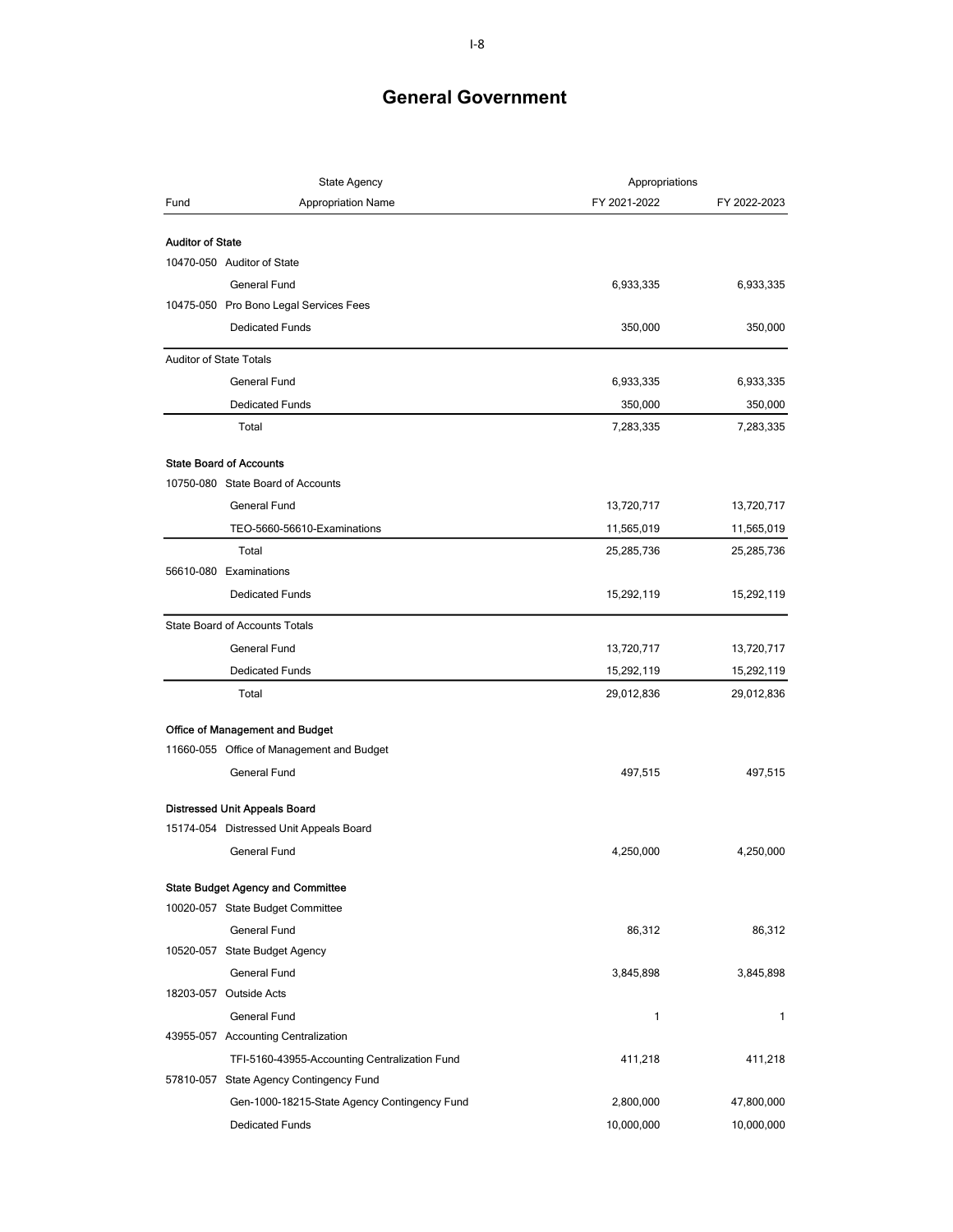# General Government

| Fund | State Agency / Appropriation Name | FY 2021-2022 | FY 2022-2023 |
|---|---|---|---|
| **Auditor of State** | | | |
| 10470-050 | Auditor of State | | |
| | General Fund | 6,933,335 | 6,933,335 |
| 10475-050 | Pro Bono Legal Services Fees | | |
| | Dedicated Funds | 350,000 | 350,000 |
| Auditor of State Totals | | | |
| | General Fund | 6,933,335 | 6,933,335 |
| | Dedicated Funds | 350,000 | 350,000 |
| | Total | 7,283,335 | 7,283,335 |
| **State Board of Accounts** | | | |
| 10750-080 | State Board of Accounts | | |
| | General Fund | 13,720,717 | 13,720,717 |
| | TEO-5660-56610-Examinations | 11,565,019 | 11,565,019 |
| | Total | 25,285,736 | 25,285,736 |
| 56610-080 | Examinations | | |
| | Dedicated Funds | 15,292,119 | 15,292,119 |
| State Board of Accounts Totals | | | |
| | General Fund | 13,720,717 | 13,720,717 |
| | Dedicated Funds | 15,292,119 | 15,292,119 |
| | Total | 29,012,836 | 29,012,836 |
| **Office of Management and Budget** | | | |
| 11660-055 | Office of Management and Budget | | |
| | General Fund | 497,515 | 497,515 |
| **Distressed Unit Appeals Board** | | | |
| 15174-054 | Distressed Unit Appeals Board | | |
| | General Fund | 4,250,000 | 4,250,000 |
| **State Budget Agency and Committee** | | | |
| 10020-057 | State Budget Committee | | |
| | General Fund | 86,312 | 86,312 |
| 10520-057 | State Budget Agency | | |
| | General Fund | 3,845,898 | 3,845,898 |
| 18203-057 | Outside Acts | | |
| | General Fund | 1 | 1 |
| 43955-057 | Accounting Centralization | | |
| | TFI-5160-43955-Accounting Centralization Fund | 411,218 | 411,218 |
| 57810-057 | State Agency Contingency Fund | | |
| | Gen-1000-18215-State Agency Contingency Fund | 2,800,000 | 47,800,000 |
| | Dedicated Funds | 10,000,000 | 10,000,000 |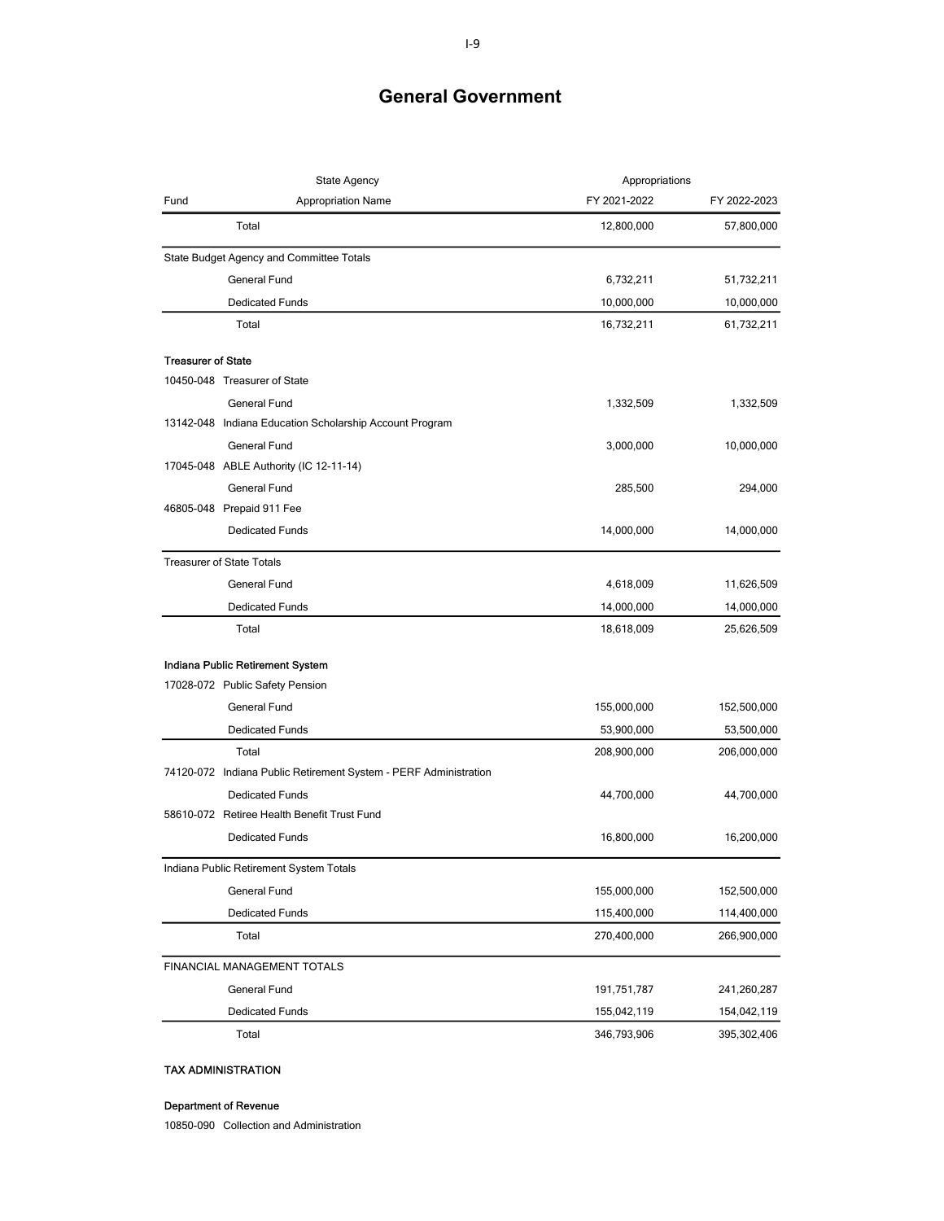# General Government

| Fund | State Agency / Appropriation Name | FY 2021-2022 | FY 2022-2023 |
|---|---|---|---|
| | Total | 12,800,000 | 57,800,000 |
| | **State Budget Agency and Committee Totals** | | |
| | General Fund | 6,732,211 | 51,732,211 |
| | Dedicated Funds | 10,000,000 | 10,000,000 |
| | Total | 16,732,211 | 61,732,211 |
| | **Treasurer of State** | | |
| 10450-048 | Treasurer of State | | |
| | General Fund | 1,332,509 | 1,332,509 |
| 13142-048 | Indiana Education Scholarship Account Program | | |
| | General Fund | 3,000,000 | 10,000,000 |
| 17045-048 | ABLE Authority (IC 12-11-14) | | |
| | General Fund | 285,500 | 294,000 |
| 46805-048 | Prepaid 911 Fee | | |
| | Dedicated Funds | 14,000,000 | 14,000,000 |
| | **Treasurer of State Totals** | | |
| | General Fund | 4,618,009 | 11,626,509 |
| | Dedicated Funds | 14,000,000 | 14,000,000 |
| | Total | 18,618,009 | 25,626,509 |
| | **Indiana Public Retirement System** | | |
| 17028-072 | Public Safety Pension | | |
| | General Fund | 155,000,000 | 152,500,000 |
| | Dedicated Funds | 53,900,000 | 53,500,000 |
| | Total | 208,900,000 | 206,000,000 |
| 74120-072 | Indiana Public Retirement System - PERF Administration | | |
| | Dedicated Funds | 44,700,000 | 44,700,000 |
| 58610-072 | Retiree Health Benefit Trust Fund | | |
| | Dedicated Funds | 16,800,000 | 16,200,000 |
| | **Indiana Public Retirement System Totals** | | |
| | General Fund | 155,000,000 | 152,500,000 |
| | Dedicated Funds | 115,400,000 | 114,400,000 |
| | Total | 270,400,000 | 266,900,000 |
| | **FINANCIAL MANAGEMENT TOTALS** | | |
| | General Fund | 191,751,787 | 241,260,287 |
| | Dedicated Funds | 155,042,119 | 154,042,119 |
| | Total | 346,793,906 | 395,302,406 |

**TAX ADMINISTRATION**

**Department of Revenue**

10850-090 Collection and Administration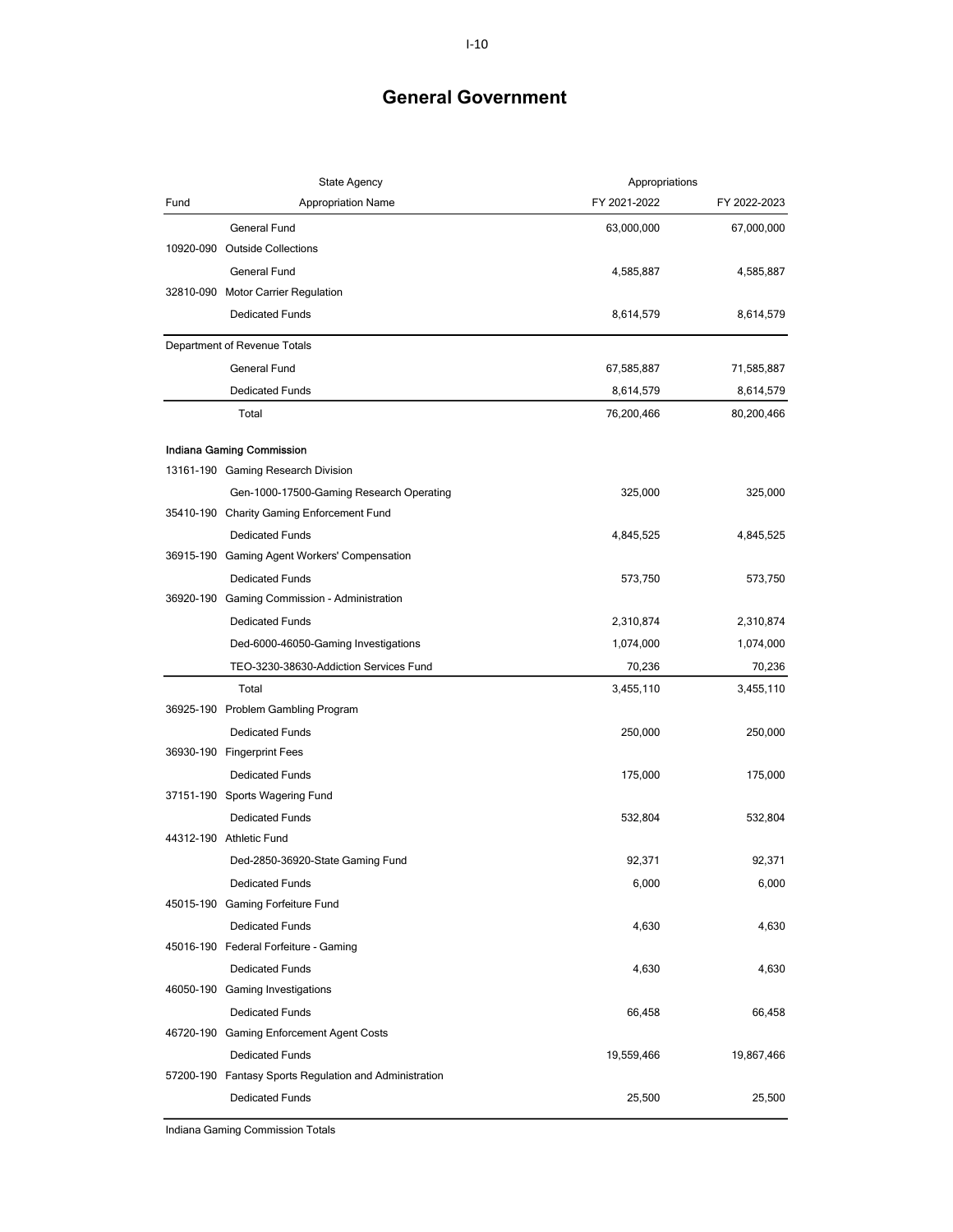# General Government

| Fund | State Agency / Appropriation Name | Appropriations FY 2021-2022 | FY 2022-2023 |
|---|---|---|---|
| | General Fund | 63,000,000 | 67,000,000 |
| 10920-090 | Outside Collections | | |
| | General Fund | 4,585,887 | 4,585,887 |
| 32810-090 | Motor Carrier Regulation | | |
| | Dedicated Funds | 8,614,579 | 8,614,579 |
| | **Department of Revenue Totals** | | |
| | General Fund | 67,585,887 | 71,585,887 |
| | Dedicated Funds | 8,614,579 | 8,614,579 |
| | Total | 76,200,466 | 80,200,466 |
| | **Indiana Gaming Commission** | | |
| 13161-190 | Gaming Research Division | | |
| | Gen-1000-17500-Gaming Research Operating | 325,000 | 325,000 |
| 35410-190 | Charity Gaming Enforcement Fund | | |
| | Dedicated Funds | 4,845,525 | 4,845,525 |
| 36915-190 | Gaming Agent Workers' Compensation | | |
| | Dedicated Funds | 573,750 | 573,750 |
| 36920-190 | Gaming Commission - Administration | | |
| | Dedicated Funds | 2,310,874 | 2,310,874 |
| | Ded-6000-46050-Gaming Investigations | 1,074,000 | 1,074,000 |
| | TEO-3230-38630-Addiction Services Fund | 70,236 | 70,236 |
| | Total | 3,455,110 | 3,455,110 |
| 36925-190 | Problem Gambling Program | | |
| | Dedicated Funds | 250,000 | 250,000 |
| 36930-190 | Fingerprint Fees | | |
| | Dedicated Funds | 175,000 | 175,000 |
| 37151-190 | Sports Wagering Fund | | |
| | Dedicated Funds | 532,804 | 532,804 |
| 44312-190 | Athletic Fund | | |
| | Ded-2850-36920-State Gaming Fund | 92,371 | 92,371 |
| | Dedicated Funds | 6,000 | 6,000 |
| 45015-190 | Gaming Forfeiture Fund | | |
| | Dedicated Funds | 4,630 | 4,630 |
| 45016-190 | Federal Forfeiture - Gaming | | |
| | Dedicated Funds | 4,630 | 4,630 |
| 46050-190 | Gaming Investigations | | |
| | Dedicated Funds | 66,458 | 66,458 |
| 46720-190 | Gaming Enforcement Agent Costs | | |
| | Dedicated Funds | 19,559,466 | 19,867,466 |
| 57200-190 | Fantasy Sports Regulation and Administration | | |
| | Dedicated Funds | 25,500 | 25,500 |
| | **Indiana Gaming Commission Totals** | | |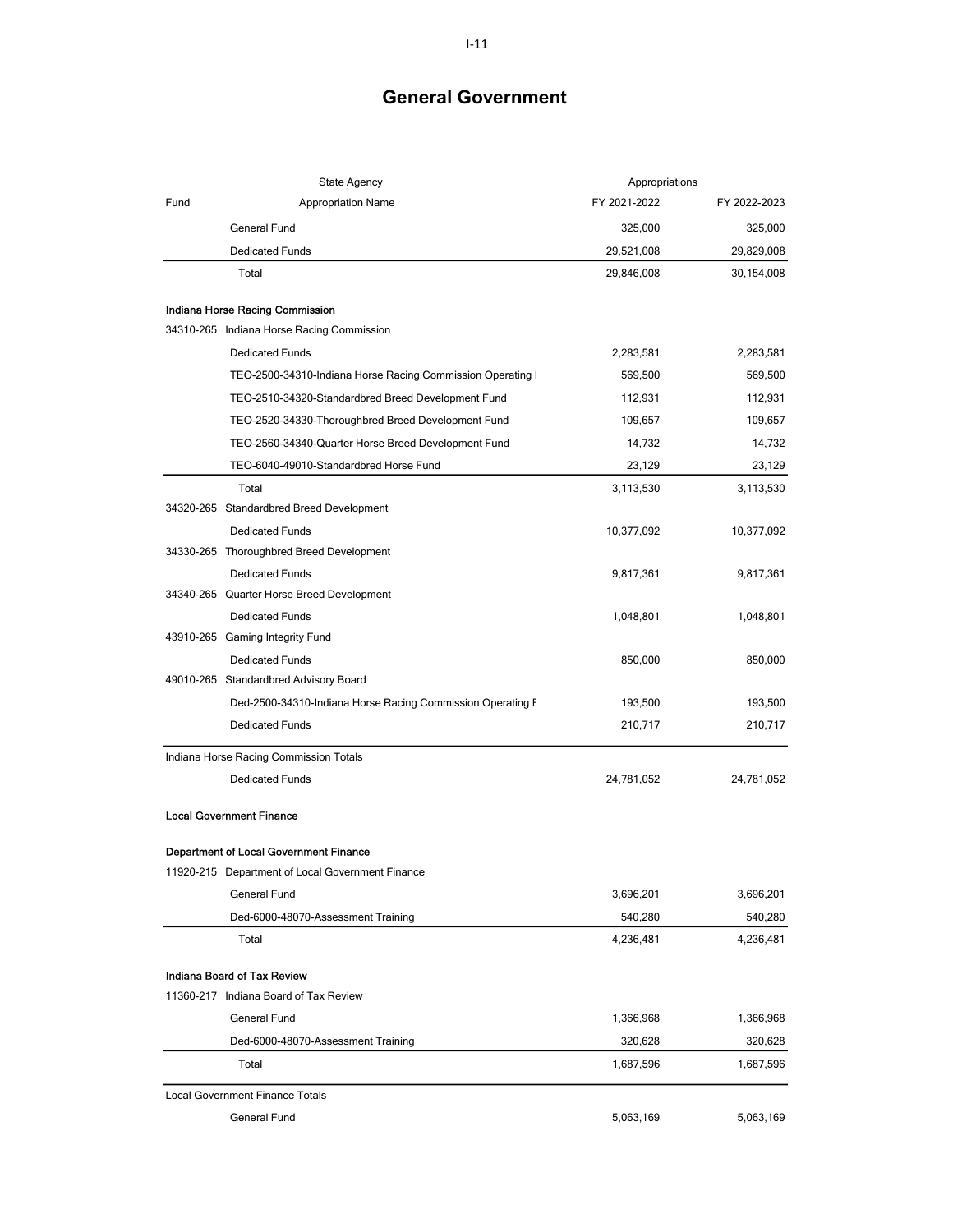# General Government

| Fund | State Agency / Appropriation Name | FY 2021-2022 | FY 2022-2023 |
|---|---|---|---|
| | General Fund | 325,000 | 325,000 |
| | Dedicated Funds | 29,521,008 | 29,829,008 |
| | Total | 29,846,008 | 30,154,008 |
| | **Indiana Horse Racing Commission** | | |
| 34310-265 | Indiana Horse Racing Commission | | |
| | Dedicated Funds | 2,283,581 | 2,283,581 |
| | TEO-2500-34310-Indiana Horse Racing Commission Operating I | 569,500 | 569,500 |
| | TEO-2510-34320-Standardbred Breed Development Fund | 112,931 | 112,931 |
| | TEO-2520-34330-Thoroughbred Breed Development Fund | 109,657 | 109,657 |
| | TEO-2560-34340-Quarter Horse Breed Development Fund | 14,732 | 14,732 |
| | TEO-6040-49010-Standardbred Horse Fund | 23,129 | 23,129 |
| | Total | 3,113,530 | 3,113,530 |
| 34320-265 | Standardbred Breed Development | | |
| | Dedicated Funds | 10,377,092 | 10,377,092 |
| 34330-265 | Thoroughbred Breed Development | | |
| | Dedicated Funds | 9,817,361 | 9,817,361 |
| 34340-265 | Quarter Horse Breed Development | | |
| | Dedicated Funds | 1,048,801 | 1,048,801 |
| 43910-265 | Gaming Integrity Fund | | |
| | Dedicated Funds | 850,000 | 850,000 |
| 49010-265 | Standardbred Advisory Board | | |
| | Ded-2500-34310-Indiana Horse Racing Commission Operating F | 193,500 | 193,500 |
| | Dedicated Funds | 210,717 | 210,717 |
| | Indiana Horse Racing Commission Totals | | |
| | Dedicated Funds | 24,781,052 | 24,781,052 |
| | **Local Government Finance** | | |
| | **Department of Local Government Finance** | | |
| 11920-215 | Department of Local Government Finance | | |
| | General Fund | 3,696,201 | 3,696,201 |
| | Ded-6000-48070-Assessment Training | 540,280 | 540,280 |
| | Total | 4,236,481 | 4,236,481 |
| | **Indiana Board of Tax Review** | | |
| 11360-217 | Indiana Board of Tax Review | | |
| | General Fund | 1,366,968 | 1,366,968 |
| | Ded-6000-48070-Assessment Training | 320,628 | 320,628 |
| | Total | 1,687,596 | 1,687,596 |
| | Local Government Finance Totals | | |
| | General Fund | 5,063,169 | 5,063,169 |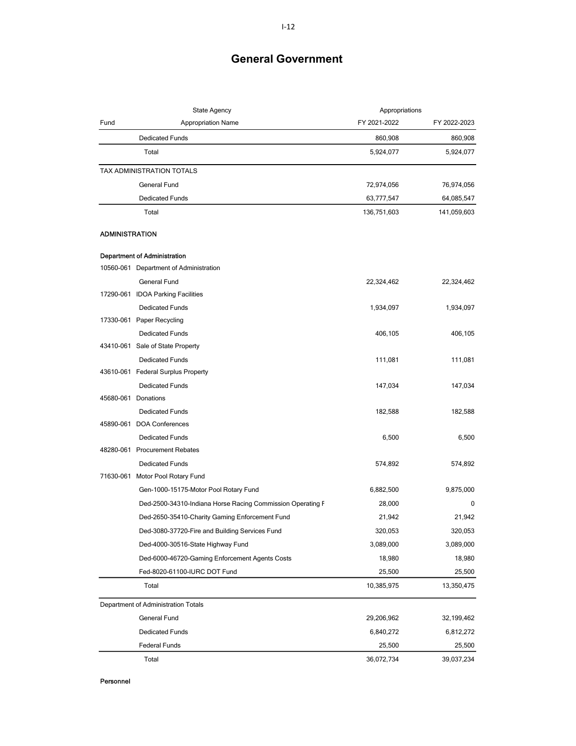# General Government

| Fund | State Agency / Appropriation Name | FY 2021-2022 | FY 2022-2023 |
|---|---|---|---|
| | Dedicated Funds | 860,908 | 860,908 |
| | Total | 5,924,077 | 5,924,077 |
| | **TAX ADMINISTRATION TOTALS** | | |
| | General Fund | 72,974,056 | 76,974,056 |
| | Dedicated Funds | 63,777,547 | 64,085,547 |
| | Total | 136,751,603 | 141,059,603 |
| | **ADMINISTRATION** | | |
| | **Department of Administration** | | |
| 10560-061 | Department of Administration | | |
| | General Fund | 22,324,462 | 22,324,462 |
| 17290-061 | IDOA Parking Facilities | | |
| | Dedicated Funds | 1,934,097 | 1,934,097 |
| 17330-061 | Paper Recycling | | |
| | Dedicated Funds | 406,105 | 406,105 |
| 43410-061 | Sale of State Property | | |
| | Dedicated Funds | 111,081 | 111,081 |
| 43610-061 | Federal Surplus Property | | |
| | Dedicated Funds | 147,034 | 147,034 |
| 45680-061 | Donations | | |
| | Dedicated Funds | 182,588 | 182,588 |
| 45890-061 | DOA Conferences | | |
| | Dedicated Funds | 6,500 | 6,500 |
| 48280-061 | Procurement Rebates | | |
| | Dedicated Funds | 574,892 | 574,892 |
| 71630-061 | Motor Pool Rotary Fund | | |
| | Gen-1000-15175-Motor Pool Rotary Fund | 6,882,500 | 9,875,000 |
| | Ded-2500-34310-Indiana Horse Racing Commission Operating F | 28,000 | 0 |
| | Ded-2650-35410-Charity Gaming Enforcement Fund | 21,942 | 21,942 |
| | Ded-3080-37720-Fire and Building Services Fund | 320,053 | 320,053 |
| | Ded-4000-30516-State Highway Fund | 3,089,000 | 3,089,000 |
| | Ded-6000-46720-Gaming Enforcement Agents Costs | 18,980 | 18,980 |
| | Fed-8020-61100-IURC DOT Fund | 25,500 | 25,500 |
| | Total | 10,385,975 | 13,350,475 |
| | **Department of Administration Totals** | | |
| | General Fund | 29,206,962 | 32,199,462 |
| | Dedicated Funds | 6,840,272 | 6,812,272 |
| | Federal Funds | 25,500 | 25,500 |
| | Total | 36,072,734 | 39,037,234 |

**Personnel**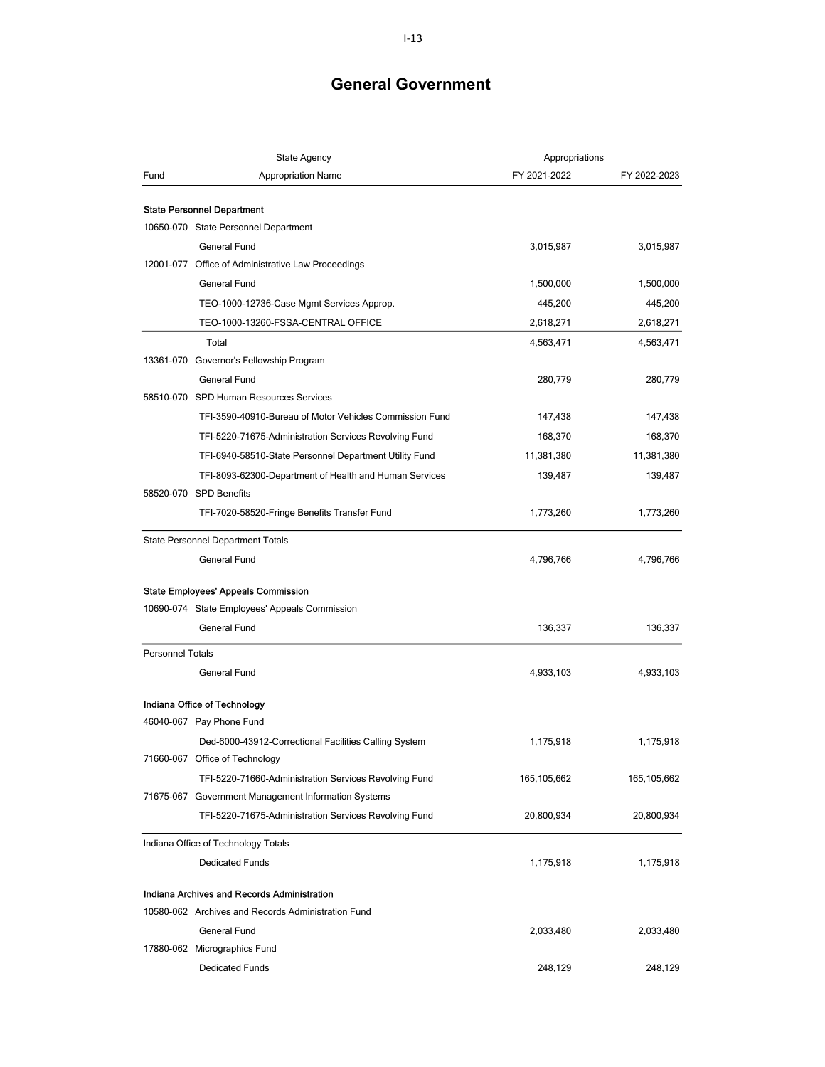# General Government

| Fund | State Agency / Appropriation Name | Appropriations FY 2021-2022 | FY 2022-2023 |
|---|---|---|---|
| **State Personnel Department** | | | |
| 10650-070 | State Personnel Department | | |
| | General Fund | 3,015,987 | 3,015,987 |
| 12001-077 | Office of Administrative Law Proceedings | | |
| | General Fund | 1,500,000 | 1,500,000 |
| | TEO-1000-12736-Case Mgmt Services Approp. | 445,200 | 445,200 |
| | TEO-1000-13260-FSSA-CENTRAL OFFICE | 2,618,271 | 2,618,271 |
| | Total | 4,563,471 | 4,563,471 |
| 13361-070 | Governor's Fellowship Program | | |
| | General Fund | 280,779 | 280,779 |
| 58510-070 | SPD Human Resources Services | | |
| | TFI-3590-40910-Bureau of Motor Vehicles Commission Fund | 147,438 | 147,438 |
| | TFI-5220-71675-Administration Services Revolving Fund | 168,370 | 168,370 |
| | TFI-6940-58510-State Personnel Department Utility Fund | 11,381,380 | 11,381,380 |
| | TFI-8093-62300-Department of Health and Human Services | 139,487 | 139,487 |
| 58520-070 | SPD Benefits | | |
| | TFI-7020-58520-Fringe Benefits Transfer Fund | 1,773,260 | 1,773,260 |
| State Personnel Department Totals | | | |
| | General Fund | 4,796,766 | 4,796,766 |
| **State Employees' Appeals Commission** | | | |
| 10690-074 | State Employees' Appeals Commission | | |
| | General Fund | 136,337 | 136,337 |
| Personnel Totals | | | |
| | General Fund | 4,933,103 | 4,933,103 |
| **Indiana Office of Technology** | | | |
| 46040-067 | Pay Phone Fund | | |
| | Ded-6000-43912-Correctional Facilities Calling System | 1,175,918 | 1,175,918 |
| 71660-067 | Office of Technology | | |
| | TFI-5220-71660-Administration Services Revolving Fund | 165,105,662 | 165,105,662 |
| 71675-067 | Government Management Information Systems | | |
| | TFI-5220-71675-Administration Services Revolving Fund | 20,800,934 | 20,800,934 |
| Indiana Office of Technology Totals | | | |
| | Dedicated Funds | 1,175,918 | 1,175,918 |
| **Indiana Archives and Records Administration** | | | |
| 10580-062 | Archives and Records Administration Fund | | |
| | General Fund | 2,033,480 | 2,033,480 |
| 17880-062 | Micrographics Fund | | |
| | Dedicated Funds | 248,129 | 248,129 |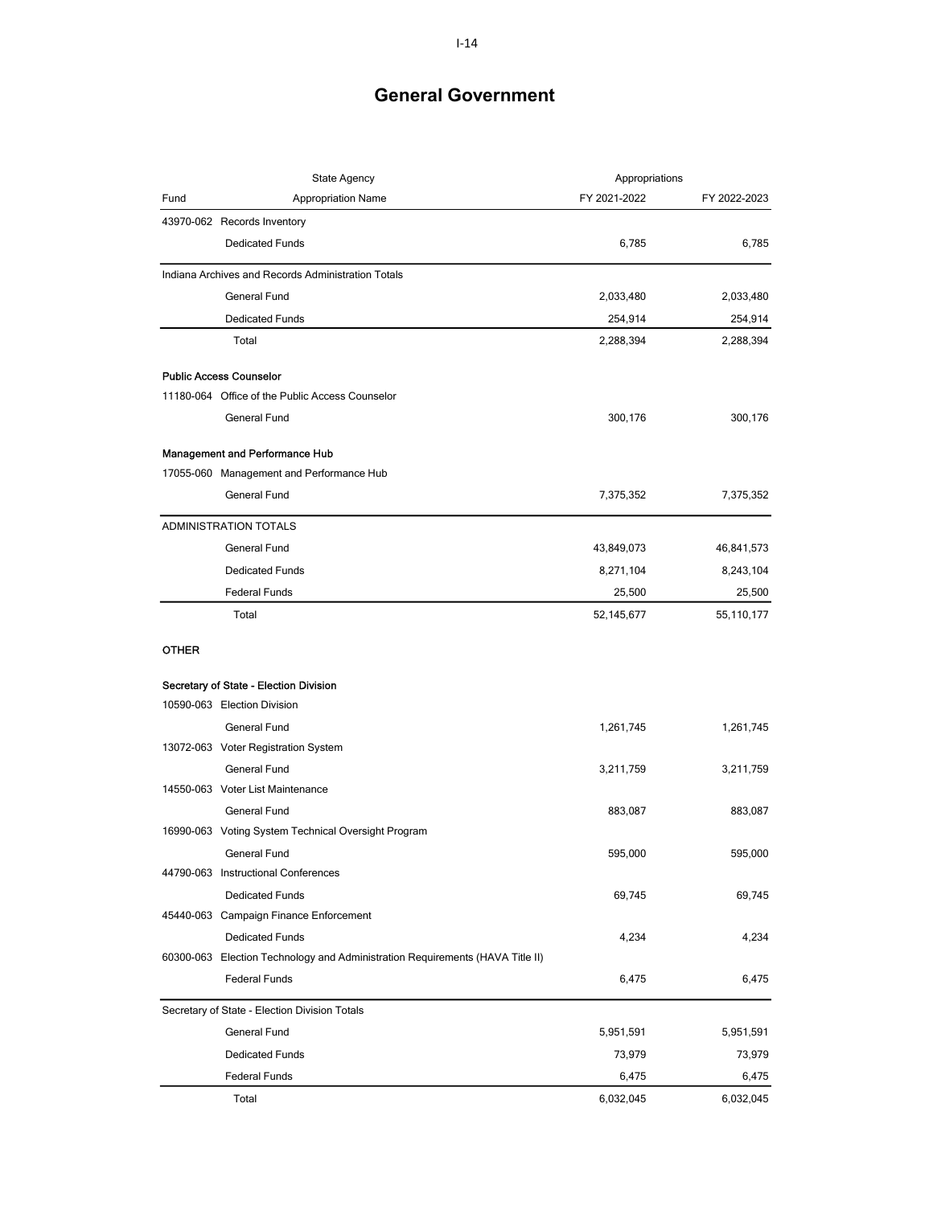# General Government

| Fund | State Agency<br>Appropriation Name | Appropriations<br>FY 2021-2022 | FY 2022-2023 |
|---|---|---|---|
| 43970-062 | Records Inventory | | |
| | Dedicated Funds | 6,785 | 6,785 |
| | **Indiana Archives and Records Administration Totals** | | |
| | General Fund | 2,033,480 | 2,033,480 |
| | Dedicated Funds | 254,914 | 254,914 |
| | Total | 2,288,394 | 2,288,394 |
| | **Public Access Counselor** | | |
| 11180-064 | Office of the Public Access Counselor | | |
| | General Fund | 300,176 | 300,176 |
| | **Management and Performance Hub** | | |
| 17055-060 | Management and Performance Hub | | |
| | General Fund | 7,375,352 | 7,375,352 |
| | **ADMINISTRATION TOTALS** | | |
| | General Fund | 43,849,073 | 46,841,573 |
| | Dedicated Funds | 8,271,104 | 8,243,104 |
| | Federal Funds | 25,500 | 25,500 |
| | Total | 52,145,677 | 55,110,177 |
| | **OTHER** | | |
| | **Secretary of State - Election Division** | | |
| 10590-063 | Election Division | | |
| | General Fund | 1,261,745 | 1,261,745 |
| 13072-063 | Voter Registration System | | |
| | General Fund | 3,211,759 | 3,211,759 |
| 14550-063 | Voter List Maintenance | | |
| | General Fund | 883,087 | 883,087 |
| 16990-063 | Voting System Technical Oversight Program | | |
| | General Fund | 595,000 | 595,000 |
| 44790-063 | Instructional Conferences | | |
| | Dedicated Funds | 69,745 | 69,745 |
| 45440-063 | Campaign Finance Enforcement | | |
| | Dedicated Funds | 4,234 | 4,234 |
| 60300-063 | Election Technology and Administration Requirements (HAVA Title II) | | |
| | Federal Funds | 6,475 | 6,475 |
| | **Secretary of State - Election Division Totals** | | |
| | General Fund | 5,951,591 | 5,951,591 |
| | Dedicated Funds | 73,979 | 73,979 |
| | Federal Funds | 6,475 | 6,475 |
| | Total | 6,032,045 | 6,032,045 |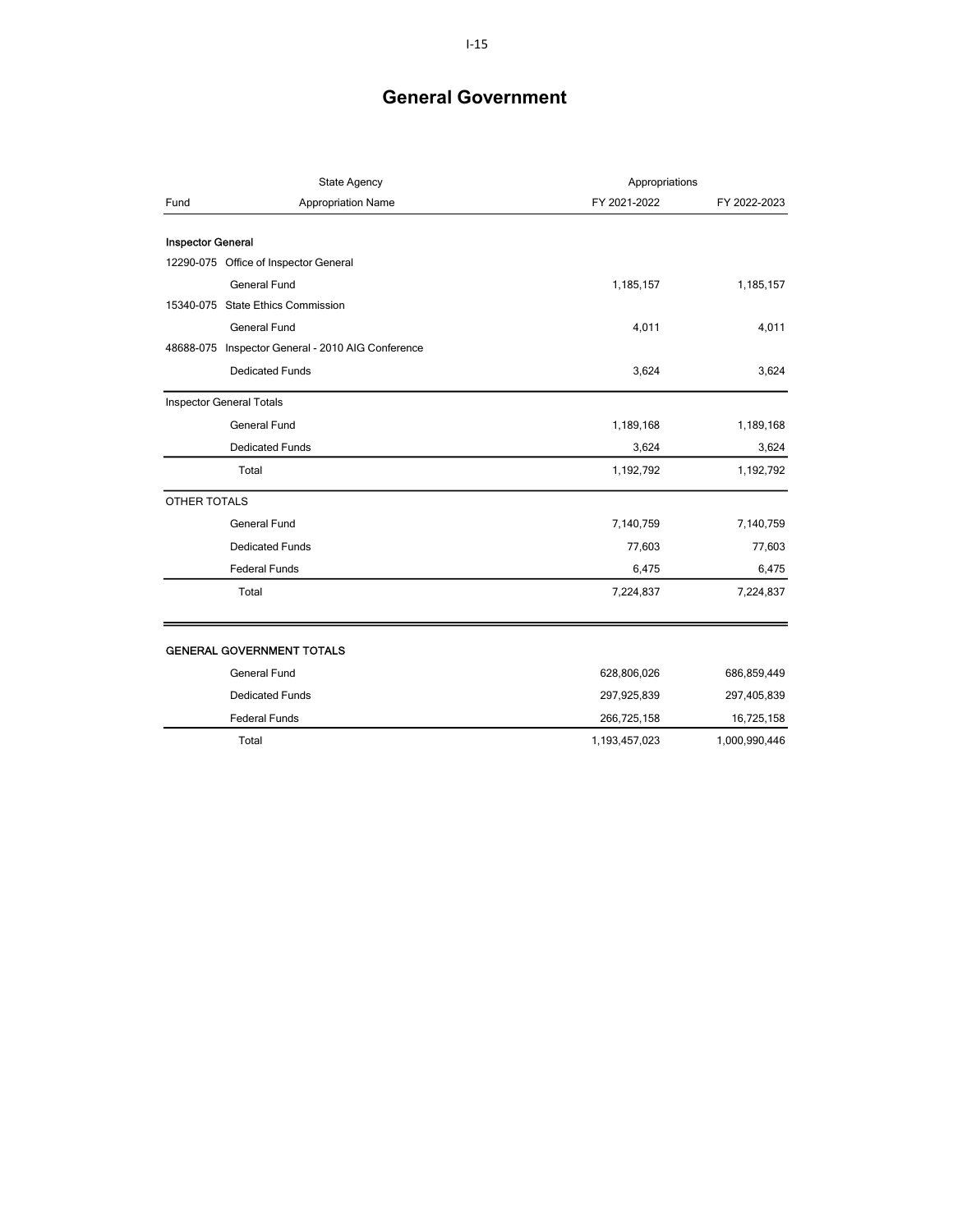# General Government

| State Agency | | Appropriations | |
|---|---|---|---|
| Fund | Appropriation Name | FY 2021-2022 | FY 2022-2023 |
| **Inspector General** | | | |
| 12290-075 | Office of Inspector General | | |
| | General Fund | 1,185,157 | 1,185,157 |
| 15340-075 | State Ethics Commission | | |
| | General Fund | 4,011 | 4,011 |
| 48688-075 | Inspector General - 2010 AIG Conference | | |
| | Dedicated Funds | 3,624 | 3,624 |
| Inspector General Totals | | | |
| | General Fund | 1,189,168 | 1,189,168 |
| | Dedicated Funds | 3,624 | 3,624 |
| | Total | 1,192,792 | 1,192,792 |
| OTHER TOTALS | | | |
| | General Fund | 7,140,759 | 7,140,759 |
| | Dedicated Funds | 77,603 | 77,603 |
| | Federal Funds | 6,475 | 6,475 |
| | Total | 7,224,837 | 7,224,837 |
| **GENERAL GOVERNMENT TOTALS** | | | |
| | General Fund | 628,806,026 | 686,859,449 |
| | Dedicated Funds | 297,925,839 | 297,405,839 |
| | Federal Funds | 266,725,158 | 16,725,158 |
| | Total | 1,193,457,023 | 1,000,990,446 |